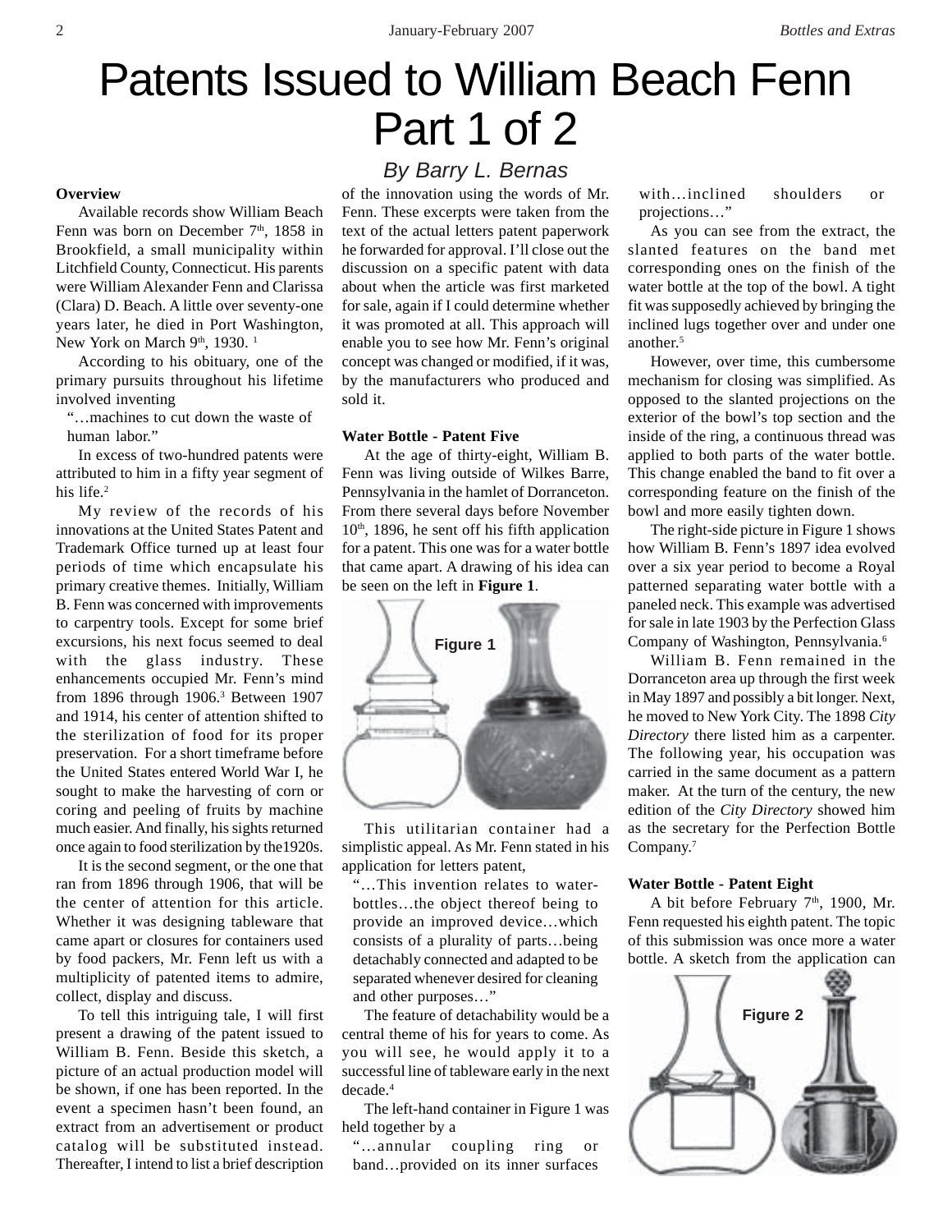# Patents Issued to William Beach Fenn Part 1 of 2

*By Barry L. Bernas*

**Overview**

Available records show William Beach Fenn was born on December 7th, 1858 in Brookfield, a small municipality within Litchfield County, Connecticut. His parents were William Alexander Fenn and Clarissa (Clara) D. Beach. A little over seventy-one years later, he died in Port Washington, New York on March 9th, 1930. [1]

According to his obituary, one of the primary pursuits throughout his lifetime involved inventing

> "…machines to cut down the waste of human labor."

In excess of two-hundred patents were attributed to him in a fifty year segment of his life.[2]

My review of the records of his innovations at the United States Patent and Trademark Office turned up at least four periods of time which encapsulate his primary creative themes. Initially, William B. Fenn was concerned with improvements to carpentry tools. Except for some brief excursions, his next focus seemed to deal with the glass industry. These enhancements occupied Mr. Fenn's mind from 1896 through 1906.[3] Between 1907 and 1914, his center of attention shifted to the sterilization of food for its proper preservation. For a short timeframe before the United States entered World War I, he sought to make the harvesting of corn or coring and peeling of fruits by machine much easier. And finally, his sights returned once again to food sterilization by the1920s.

It is the second segment, or the one that ran from 1896 through 1906, that will be the center of attention for this article. Whether it was designing tableware that came apart or closures for containers used by food packers, Mr. Fenn left us with a multiplicity of patented items to admire, collect, display and discuss.

To tell this intriguing tale, I will first present a drawing of the patent issued to William B. Fenn. Beside this sketch, a picture of an actual production model will be shown, if one has been reported. In the event a specimen hasn't been found, an extract from an advertisement or product catalog will be substituted instead. Thereafter, I intend to list a brief description of the innovation using the words of Mr. Fenn. These excerpts were taken from the text of the actual letters patent paperwork he forwarded for approval. I'll close out the discussion on a specific patent with data about when the article was first marketed for sale, again if I could determine whether it was promoted at all. This approach will enable you to see how Mr. Fenn's original concept was changed or modified, if it was, by the manufacturers who produced and sold it.

**Water Bottle - Patent Five**

At the age of thirty-eight, William B. Fenn was living outside of Wilkes Barre, Pennsylvania in the hamlet of Dorranceton. From there several days before November 10th, 1896, he sent off his fifth application for a patent. This one was for a water bottle that came apart. A drawing of his idea can be seen on the left in **Figure 1**.

Figure 1

This utilitarian container had a simplistic appeal. As Mr. Fenn stated in his application for letters patent,

> "…This invention relates to water-bottles…the object thereof being to provide an improved device…which consists of a plurality of parts…being detachably connected and adapted to be separated whenever desired for cleaning and other purposes…"

The feature of detachability would be a central theme of his for years to come. As you will see, he would apply it to a successful line of tableware early in the next decade.[4]

The left-hand container in Figure 1 was held together by a

> "…annular coupling ring or band…provided on its inner surfaces with…inclined shoulders or projections…"

As you can see from the extract, the slanted features on the band met corresponding ones on the finish of the water bottle at the top of the bowl. A tight fit was supposedly achieved by bringing the inclined lugs together over and under one another.[5]

However, over time, this cumbersome mechanism for closing was simplified. As opposed to the slanted projections on the exterior of the bowl's top section and the inside of the ring, a continuous thread was applied to both parts of the water bottle. This change enabled the band to fit over a corresponding feature on the finish of the bowl and more easily tighten down.

The right-side picture in Figure 1 shows how William B. Fenn's 1897 idea evolved over a six year period to become a Royal patterned separating water bottle with a paneled neck. This example was advertised for sale in late 1903 by the Perfection Glass Company of Washington, Pennsylvania.[6]

William B. Fenn remained in the Dorranceton area up through the first week in May 1897 and possibly a bit longer. Next, he moved to New York City. The 1898 *City Directory* there listed him as a carpenter. The following year, his occupation was carried in the same document as a pattern maker. At the turn of the century, the new edition of the *City Directory* showed him as the secretary for the Perfection Bottle Company.[7]

**Water Bottle - Patent Eight**

A bit before February 7th, 1900, Mr. Fenn requested his eighth patent. The topic of this submission was once more a water bottle. A sketch from the application can

Figure 2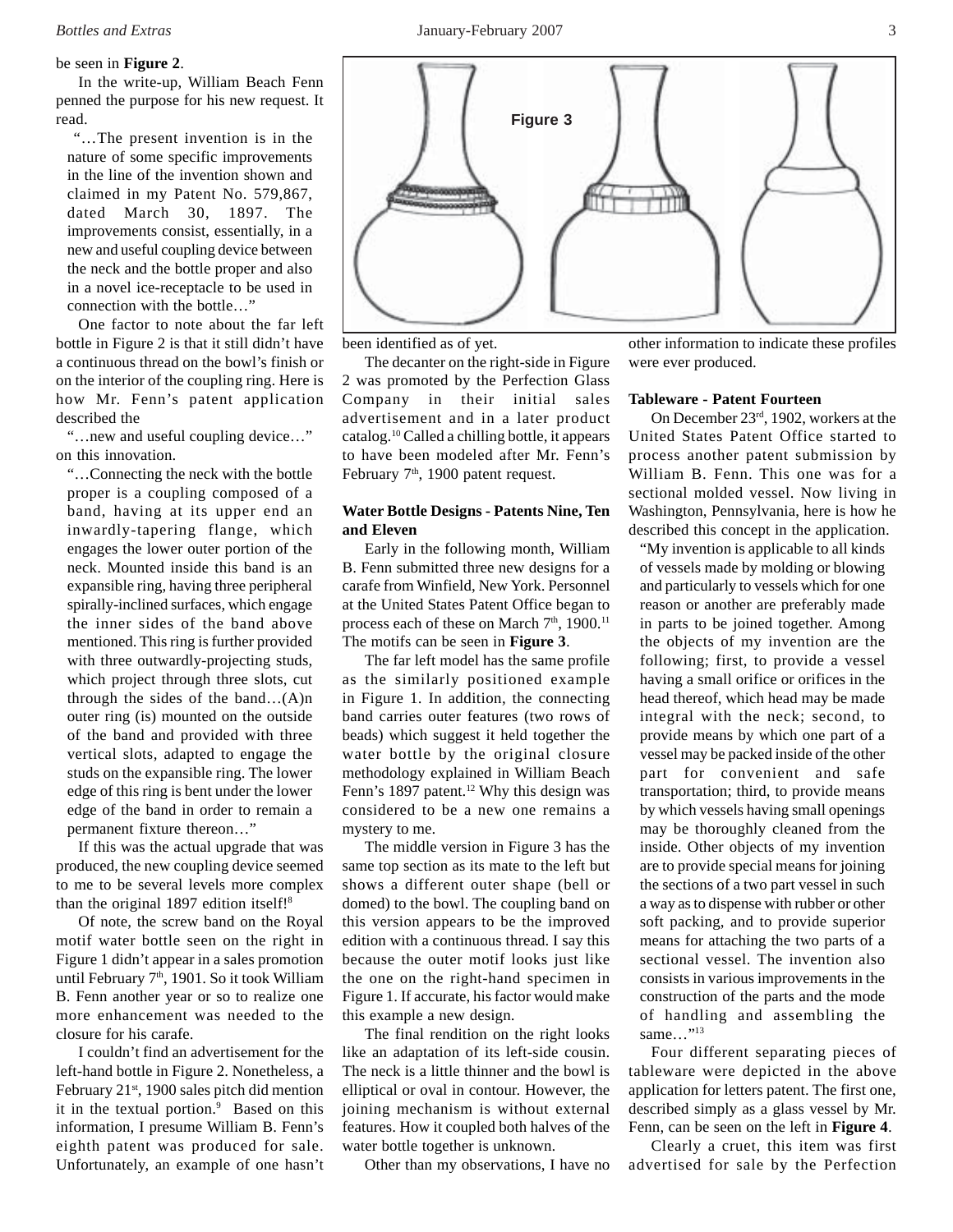be seen in **Figure 2**.

In the write-up, William Beach Fenn penned the purpose for his new request. It read.

> "…The present invention is in the nature of some specific improvements in the line of the invention shown and claimed in my Patent No. 579,867, dated March 30, 1897. The improvements consist, essentially, in a new and useful coupling device between the neck and the bottle proper and also in a novel ice-receptacle to be used in connection with the bottle…"

One factor to note about the far left bottle in Figure 2 is that it still didn't have a continuous thread on the bowl's finish or on the interior of the coupling ring. Here is how Mr. Fenn's patent application described the

> "…new and useful coupling device…"

on this innovation.

> "…Connecting the neck with the bottle proper is a coupling composed of a band, having at its upper end an inwardly-tapering flange, which engages the lower outer portion of the neck. Mounted inside this band is an expansible ring, having three peripheral spirally-inclined surfaces, which engage the inner sides of the band above mentioned. This ring is further provided with three outwardly-projecting studs, which project through three slots, cut through the sides of the band…(A)n outer ring (is) mounted on the outside of the band and provided with three vertical slots, adapted to engage the studs on the expansible ring. The lower edge of this ring is bent under the lower edge of the band in order to remain a permanent fixture thereon…"

If this was the actual upgrade that was produced, the new coupling device seemed to me to be several levels more complex than the original 1897 edition itself![8]

Of note, the screw band on the Royal motif water bottle seen on the right in Figure 1 didn't appear in a sales promotion until February 7th, 1901. So it took William B. Fenn another year or so to realize one more enhancement was needed to the closure for his carafe.

I couldn't find an advertisement for the left-hand bottle in Figure 2. Nonetheless, a February 21st, 1900 sales pitch did mention it in the textual portion.[9] Based on this information, I presume William B. Fenn's eighth patent was produced for sale. Unfortunately, an example of one hasn't been identified as of yet.

Figure 3

The decanter on the right-side in Figure 2 was promoted by the Perfection Glass Company in their initial sales advertisement and in a later product catalog.[10] Called a chilling bottle, it appears to have been modeled after Mr. Fenn's February 7th, 1900 patent request.

**Water Bottle Designs - Patents Nine, Ten and Eleven**

Early in the following month, William B. Fenn submitted three new designs for a carafe from Winfield, New York. Personnel at the United States Patent Office began to process each of these on March 7th, 1900.[11] The motifs can be seen in **Figure 3**.

The far left model has the same profile as the similarly positioned example in Figure 1. In addition, the connecting band carries outer features (two rows of beads) which suggest it held together the water bottle by the original closure methodology explained in William Beach Fenn's 1897 patent.[12] Why this design was considered to be a new one remains a mystery to me.

The middle version in Figure 3 has the same top section as its mate to the left but shows a different outer shape (bell or domed) to the bowl. The coupling band on this version appears to be the improved edition with a continuous thread. I say this because the outer motif looks just like the one on the right-hand specimen in Figure 1. If accurate, his factor would make this example a new design.

The final rendition on the right looks like an adaptation of its left-side cousin. The neck is a little thinner and the bowl is elliptical or oval in contour. However, the joining mechanism is without external features. How it coupled both halves of the water bottle together is unknown.

Other than my observations, I have no other information to indicate these profiles were ever produced.

**Tableware - Patent Fourteen**

On December 23rd, 1902, workers at the United States Patent Office started to process another patent submission by William B. Fenn. This one was for a sectional molded vessel. Now living in Washington, Pennsylvania, here is how he described this concept in the application.

> "My invention is applicable to all kinds of vessels made by molding or blowing and particularly to vessels which for one reason or another are preferably made in parts to be joined together. Among the objects of my invention are the following; first, to provide a vessel having a small orifice or orifices in the head thereof, which head may be made integral with the neck; second, to provide means by which one part of a vessel may be packed inside of the other part for convenient and safe transportation; third, to provide means by which vessels having small openings may be thoroughly cleaned from the inside. Other objects of my invention are to provide special means for joining the sections of a two part vessel in such a way as to dispense with rubber or other soft packing, and to provide superior means for attaching the two parts of a sectional vessel. The invention also consists in various improvements in the construction of the parts and the mode of handling and assembling the same…"[13]

Four different separating pieces of tableware were depicted in the above application for letters patent. The first one, described simply as a glass vessel by Mr. Fenn, can be seen on the left in **Figure 4**.

Clearly a cruet, this item was first advertised for sale by the Perfection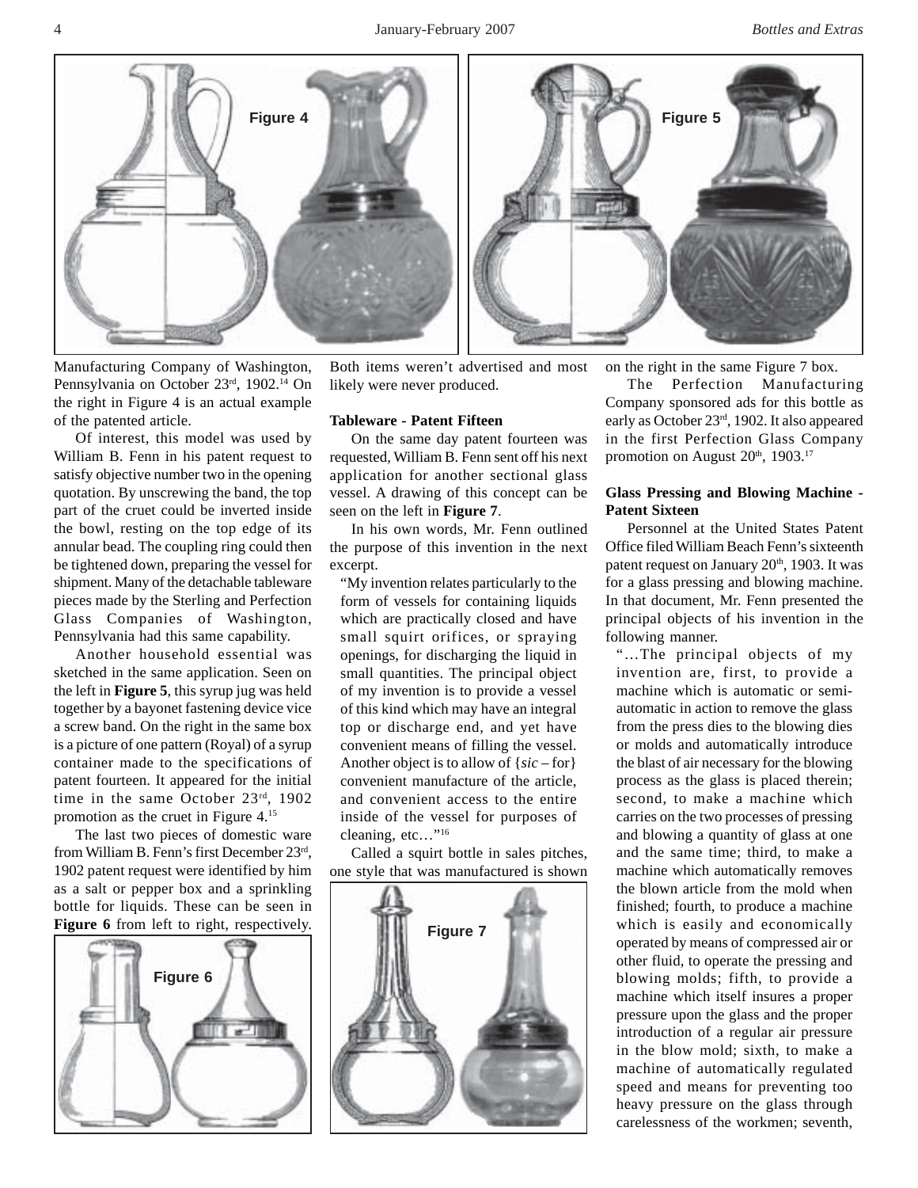Figure 4

Figure 5

Manufacturing Company of Washington, Pennsylvania on October 23rd, 1902.[14] On the right in Figure 4 is an actual example of the patented article.

Of interest, this model was used by William B. Fenn in his patent request to satisfy objective number two in the opening quotation. By unscrewing the band, the top part of the cruet could be inverted inside the bowl, resting on the top edge of its annular bead. The coupling ring could then be tightened down, preparing the vessel for shipment. Many of the detachable tableware pieces made by the Sterling and Perfection Glass Companies of Washington, Pennsylvania had this same capability.

Another household essential was sketched in the same application. Seen on the left in **Figure 5**, this syrup jug was held together by a bayonet fastening device vice a screw band. On the right in the same box is a picture of one pattern (Royal) of a syrup container made to the specifications of patent fourteen. It appeared for the initial time in the same October 23rd, 1902 promotion as the cruet in Figure 4.[15]

The last two pieces of domestic ware from William B. Fenn's first December 23rd, 1902 patent request were identified by him as a salt or pepper box and a sprinkling bottle for liquids. These can be seen in **Figure 6** from left to right, respectively. Both items weren't advertised and most likely were never produced.

Figure 6

### Tableware - Patent Fifteen

On the same day patent fourteen was requested, William B. Fenn sent off his next application for another sectional glass vessel. A drawing of this concept can be seen on the left in **Figure 7**.

In his own words, Mr. Fenn outlined the purpose of this invention in the next excerpt.

> "My invention relates particularly to the form of vessels for containing liquids which are practically closed and have small squirt orifices, or spraying openings, for discharging the liquid in small quantities. The principal object of my invention is to provide a vessel of this kind which may have an integral top or discharge end, and yet have convenient means of filling the vessel. Another object is to allow of {*sic* – for} convenient manufacture of the article, and convenient access to the entire inside of the vessel for purposes of cleaning, etc…"[16]

Called a squirt bottle in sales pitches, one style that was manufactured is shown on the right in the same Figure 7 box.

Figure 7

The Perfection Manufacturing Company sponsored ads for this bottle as early as October 23rd, 1902. It also appeared in the first Perfection Glass Company promotion on August 20th, 1903.[17]

### Glass Pressing and Blowing Machine - Patent Sixteen

Personnel at the United States Patent Office filed William Beach Fenn's sixteenth patent request on January 20th, 1903. It was for a glass pressing and blowing machine. In that document, Mr. Fenn presented the principal objects of his invention in the following manner.

> "…The principal objects of my invention are, first, to provide a machine which is automatic or semi-automatic in action to remove the glass from the press dies to the blowing dies or molds and automatically introduce the blast of air necessary for the blowing process as the glass is placed therein; second, to make a machine which carries on the two processes of pressing and blowing a quantity of glass at one and the same time; third, to make a machine which automatically removes the blown article from the mold when finished; fourth, to produce a machine which is easily and economically operated by means of compressed air or other fluid, to operate the pressing and blowing molds; fifth, to provide a machine which itself insures a proper pressure upon the glass and the proper introduction of a regular air pressure in the blow mold; sixth, to make a machine of automatically regulated speed and means for preventing too heavy pressure on the glass through carelessness of the workmen; seventh,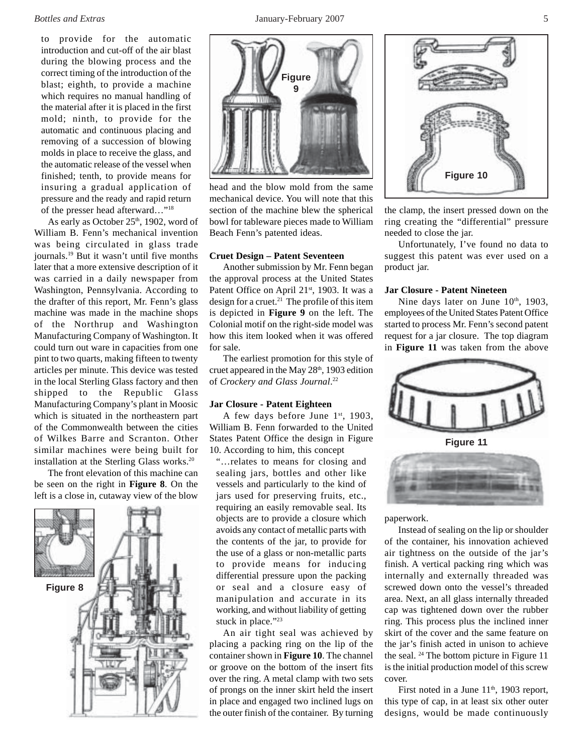to provide for the automatic introduction and cut-off of the air blast during the blowing process and the correct timing of the introduction of the blast; eighth, to provide a machine which requires no manual handling of the material after it is placed in the first mold; ninth, to provide for the automatic and continuous placing and removing of a succession of blowing molds in place to receive the glass, and the automatic release of the vessel when finished; tenth, to provide means for insuring a gradual application of pressure and the ready and rapid return of the presser head afterward…"[18]

As early as October 25th, 1902, word of William B. Fenn's mechanical invention was being circulated in glass trade journals.[19] But it wasn't until five months later that a more extensive description of it was carried in a daily newspaper from Washington, Pennsylvania. According to the drafter of this report, Mr. Fenn's glass machine was made in the machine shops of the Northrup and Washington Manufacturing Company of Washington. It could turn out ware in capacities from one pint to two quarts, making fifteen to twenty articles per minute. This device was tested in the local Sterling Glass factory and then shipped to the Republic Glass Manufacturing Company's plant in Moosic which is situated in the northeastern part of the Commonwealth between the cities of Wilkes Barre and Scranton. Other similar machines were being built for installation at the Sterling Glass works.[20]

The front elevation of this machine can be seen on the right in **Figure 8**. On the left is a close in, cutaway view of the blow head and the blow mold from the same mechanical device. You will note that this section of the machine blew the spherical bowl for tableware pieces made to William Beach Fenn's patented ideas.

Figure 8

Figure 9

**Cruet Design – Patent Seventeen**

Another submission by Mr. Fenn began the approval process at the United States Patent Office on April 21st, 1903. It was a design for a cruet.[21] The profile of this item is depicted in **Figure 9** on the left. The Colonial motif on the right-side model was how this item looked when it was offered for sale.

The earliest promotion for this style of cruet appeared in the May 28th, 1903 edition of *Crockery and Glass Journal*.[22]

**Jar Closure - Patent Eighteen**

A few days before June 1st, 1903, William B. Fenn forwarded to the United States Patent Office the design in Figure 10. According to him, this concept

"…relates to means for closing and sealing jars, bottles and other like vessels and particularly to the kind of jars used for preserving fruits, etc., requiring an easily removable seal. Its objects are to provide a closure which avoids any contact of metallic parts with the contents of the jar, to provide for the use of a glass or non-metallic parts to provide means for inducing differential pressure upon the packing or seal and a closure easy of manipulation and accurate in its working, and without liability of getting stuck in place."[23]

An air tight seal was achieved by placing a packing ring on the lip of the container shown in **Figure 10**. The channel or groove on the bottom of the insert fits over the ring. A metal clamp with two sets of prongs on the inner skirt held the insert in place and engaged two inclined lugs on the outer finish of the container. By turning the clamp, the insert pressed down on the ring creating the "differential" pressure needed to close the jar.

Figure 10

Unfortunately, I've found no data to suggest this patent was ever used on a product jar.

**Jar Closure - Patent Nineteen**

Nine days later on June 10th, 1903, employees of the United States Patent Office started to process Mr. Fenn's second patent request for a jar closure. The top diagram in **Figure 11** was taken from the above paperwork.

Figure 11

Instead of sealing on the lip or shoulder of the container, his innovation achieved air tightness on the outside of the jar's finish. A vertical packing ring which was internally and externally threaded was screwed down onto the vessel's threaded area. Next, an all glass internally threaded cap was tightened down over the rubber ring. This process plus the inclined inner skirt of the cover and the same feature on the jar's finish acted in unison to achieve the seal.[24] The bottom picture in Figure 11 is the initial production model of this screw cover.

First noted in a June 11th, 1903 report, this type of cap, in at least six other outer designs, would be made continuously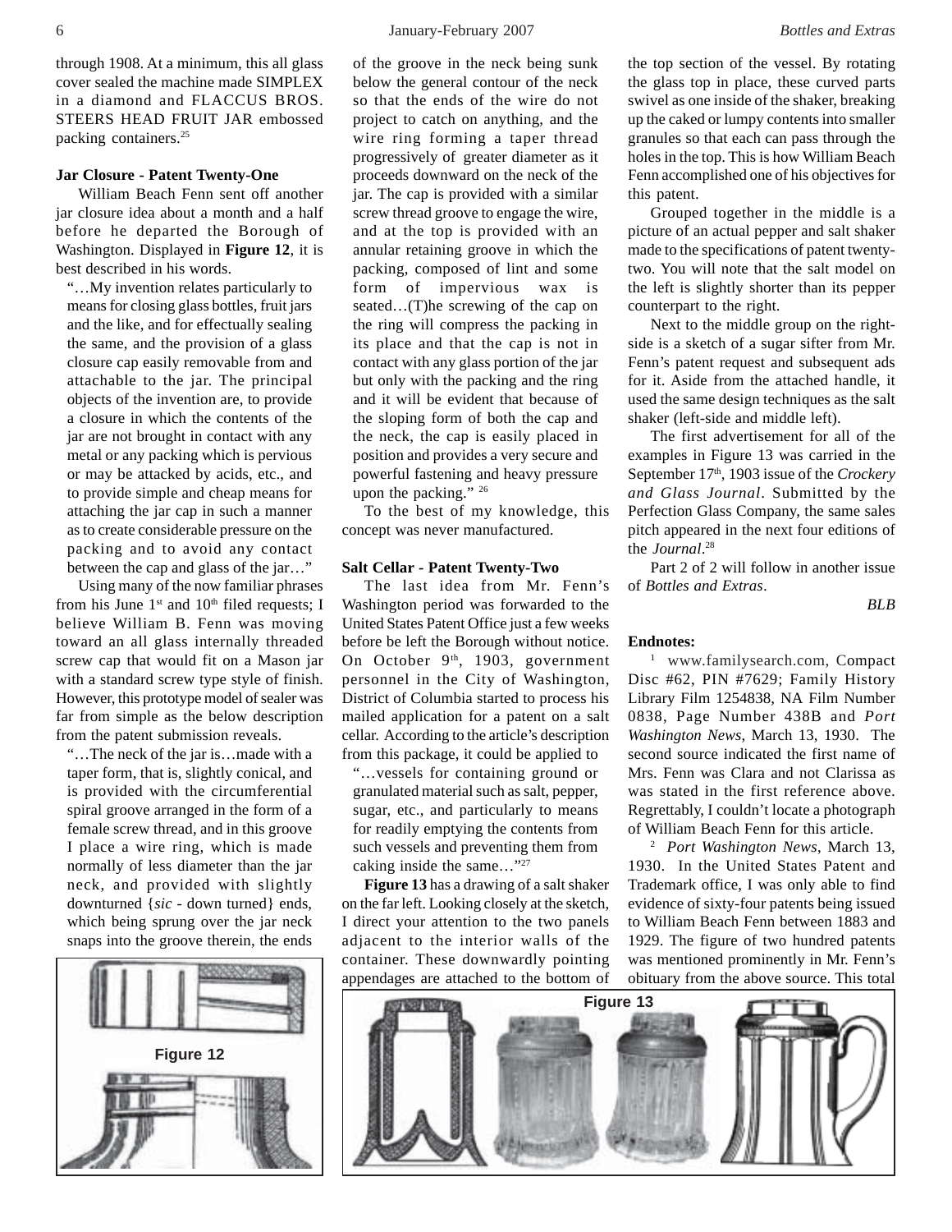through 1908. At a minimum, this all glass cover sealed the machine made SIMPLEX in a diamond and FLACCUS BROS. STEERS HEAD FRUIT JAR embossed packing containers.[25]

### Jar Closure - Patent Twenty-One

William Beach Fenn sent off another jar closure idea about a month and a half before he departed the Borough of Washington. Displayed in **Figure 12**, it is best described in his words.

"…My invention relates particularly to means for closing glass bottles, fruit jars and the like, and for effectually sealing the same, and the provision of a glass closure cap easily removable from and attachable to the jar. The principal objects of the invention are, to provide a closure in which the contents of the jar are not brought in contact with any metal or any packing which is pervious or may be attacked by acids, etc., and to provide simple and cheap means for attaching the jar cap in such a manner as to create considerable pressure on the packing and to avoid any contact between the cap and glass of the jar…"

Using many of the now familiar phrases from his June 1st and 10th filed requests; I believe William B. Fenn was moving toward an all glass internally threaded screw cap that would fit on a Mason jar with a standard screw type style of finish. However, this prototype model of sealer was far from simple as the below description from the patent submission reveals.

"…The neck of the jar is…made with a taper form, that is, slightly conical, and is provided with the circumferential spiral groove arranged in the form of a female screw thread, and in this groove I place a wire ring, which is made normally of less diameter than the jar neck, and provided with slightly downturned {*sic* - down turned} ends, which being sprung over the jar neck snaps into the groove therein, the ends of the groove in the neck being sunk below the general contour of the neck so that the ends of the wire do not project to catch on anything, and the wire ring forming a taper thread progressively of greater diameter as it proceeds downward on the neck of the jar. The cap is provided with a similar screw thread groove to engage the wire, and at the top is provided with an annular retaining groove in which the packing, composed of lint and some form of impervious wax is seated…(T)he screwing of the cap on the ring will compress the packing in its place and that the cap is not in contact with any glass portion of the jar but only with the packing and the ring and it will be evident that because of the sloping form of both the cap and the neck, the cap is easily placed in position and provides a very secure and powerful fastening and heavy pressure upon the packing." [26]

To the best of my knowledge, this concept was never manufactured.

Figure 12

### Salt Cellar - Patent Twenty-Two

The last idea from Mr. Fenn's Washington period was forwarded to the United States Patent Office just a few weeks before be left the Borough without notice. On October 9th, 1903, government personnel in the City of Washington, District of Columbia started to process his mailed application for a patent on a salt cellar. According to the article's description from this package, it could be applied to

"…vessels for containing ground or granulated material such as salt, pepper, sugar, etc., and particularly to means for readily emptying the contents from such vessels and preventing them from caking inside the same…"[27]

**Figure 13** has a drawing of a salt shaker on the far left. Looking closely at the sketch, I direct your attention to the two panels adjacent to the interior walls of the container. These downwardly pointing appendages are attached to the bottom of the top section of the vessel. By rotating the glass top in place, these curved parts swivel as one inside of the shaker, breaking up the caked or lumpy contents into smaller granules so that each can pass through the holes in the top. This is how William Beach Fenn accomplished one of his objectives for this patent.

Grouped together in the middle is a picture of an actual pepper and salt shaker made to the specifications of patent twenty-two. You will note that the salt model on the left is slightly shorter than its pepper counterpart to the right.

Next to the middle group on the right-side is a sketch of a sugar sifter from Mr. Fenn's patent request and subsequent ads for it. Aside from the attached handle, it used the same design techniques as the salt shaker (left-side and middle left).

The first advertisement for all of the examples in Figure 13 was carried in the September 17th, 1903 issue of the *Crockery and Glass Journal*. Submitted by the Perfection Glass Company, the same sales pitch appeared in the next four editions of the *Journal*.[28]

Part 2 of 2 will follow in another issue of *Bottles and Extras*.

*BLB*

Figure 13

### Endnotes:

[1] www.familysearch.com, Compact Disc #62, PIN #7629; Family History Library Film 1254838, NA Film Number 0838, Page Number 438B and *Port Washington News*, March 13, 1930. The second source indicated the first name of Mrs. Fenn was Clara and not Clarissa as was stated in the first reference above. Regrettably, I couldn't locate a photograph of William Beach Fenn for this article.

[2] *Port Washington News*, March 13, 1930. In the United States Patent and Trademark office, I was only able to find evidence of sixty-four patents being issued to William Beach Fenn between 1883 and 1929. The figure of two hundred patents was mentioned prominently in Mr. Fenn's obituary from the above source. This total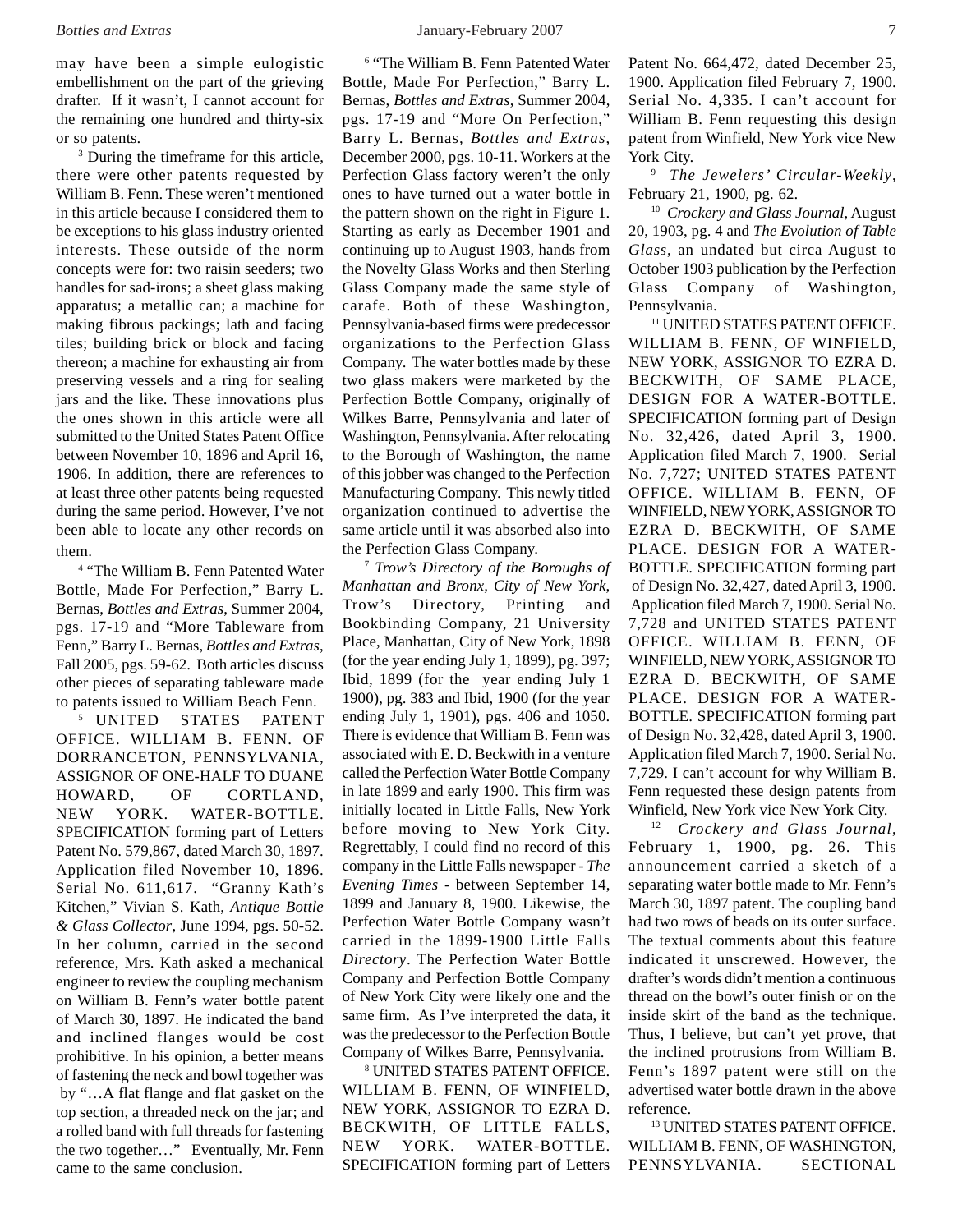may have been a simple eulogistic embellishment on the part of the grieving drafter. If it wasn't, I cannot account for the remaining one hundred and thirty-six or so patents.

[3] During the timeframe for this article, there were other patents requested by William B. Fenn. These weren't mentioned in this article because I considered them to be exceptions to his glass industry oriented interests. These outside of the norm concepts were for: two raisin seeders; two handles for sad-irons; a sheet glass making apparatus; a metallic can; a machine for making fibrous packings; lath and facing tiles; building brick or block and facing thereon; a machine for exhausting air from preserving vessels and a ring for sealing jars and the like. These innovations plus the ones shown in this article were all submitted to the United States Patent Office between November 10, 1896 and April 16, 1906. In addition, there are references to at least three other patents being requested during the same period. However, I've not been able to locate any other records on them.

[4] "The William B. Fenn Patented Water Bottle, Made For Perfection," Barry L. Bernas, *Bottles and Extras*, Summer 2004, pgs. 17-19 and "More Tableware from Fenn," Barry L. Bernas, *Bottles and Extras*, Fall 2005, pgs. 59-62. Both articles discuss other pieces of separating tableware made to patents issued to William Beach Fenn.

[5] UNITED STATES PATENT OFFICE. WILLIAM B. FENN. OF DORRANCETON, PENNSYLVANIA, ASSIGNOR OF ONE-HALF TO DUANE HOWARD, OF CORTLAND, NEW YORK. WATER-BOTTLE. SPECIFICATION forming part of Letters Patent No. 579,867, dated March 30, 1897. Application filed November 10, 1896. Serial No. 611,617. "Granny Kath's Kitchen," Vivian S. Kath, *Antique Bottle & Glass Collector*, June 1994, pgs. 50-52. In her column, carried in the second reference, Mrs. Kath asked a mechanical engineer to review the coupling mechanism on William B. Fenn's water bottle patent of March 30, 1897. He indicated the band and inclined flanges would be cost prohibitive. In his opinion, a better means of fastening the neck and bowl together was by "…A flat flange and flat gasket on the top section, a threaded neck on the jar; and a rolled band with full threads for fastening the two together…" Eventually, Mr. Fenn came to the same conclusion.

[6] "The William B. Fenn Patented Water Bottle, Made For Perfection," Barry L. Bernas, *Bottles and Extras*, Summer 2004, pgs. 17-19 and "More On Perfection," Barry L. Bernas, *Bottles and Extras*, December 2000, pgs. 10-11. Workers at the Perfection Glass factory weren't the only ones to have turned out a water bottle in the pattern shown on the right in Figure 1. Starting as early as December 1901 and continuing up to August 1903, hands from the Novelty Glass Works and then Sterling Glass Company made the same style of carafe. Both of these Washington, Pennsylvania-based firms were predecessor organizations to the Perfection Glass Company. The water bottles made by these two glass makers were marketed by the Perfection Bottle Company, originally of Wilkes Barre, Pennsylvania and later of Washington, Pennsylvania. After relocating to the Borough of Washington, the name of this jobber was changed to the Perfection Manufacturing Company. This newly titled organization continued to advertise the same article until it was absorbed also into the Perfection Glass Company.

[7] *Trow's Directory of the Boroughs of Manhattan and Bronx, City of New York*, Trow's Directory, Printing and Bookbinding Company, 21 University Place, Manhattan, City of New York, 1898 (for the year ending July 1, 1899), pg. 397; Ibid, 1899 (for the year ending July 1 1900), pg. 383 and Ibid, 1900 (for the year ending July 1, 1901), pgs. 406 and 1050. There is evidence that William B. Fenn was associated with E. D. Beckwith in a venture called the Perfection Water Bottle Company in late 1899 and early 1900. This firm was initially located in Little Falls, New York before moving to New York City. Regrettably, I could find no record of this company in the Little Falls newspaper - *The Evening Times* - between September 14, 1899 and January 8, 1900. Likewise, the Perfection Water Bottle Company wasn't carried in the 1899-1900 Little Falls *Directory*. The Perfection Water Bottle Company and Perfection Bottle Company of New York City were likely one and the same firm. As I've interpreted the data, it was the predecessor to the Perfection Bottle Company of Wilkes Barre, Pennsylvania.

[8] UNITED STATES PATENT OFFICE. WILLIAM B. FENN, OF WINFIELD, NEW YORK, ASSIGNOR TO EZRA D. BECKWITH, OF LITTLE FALLS, NEW YORK. WATER-BOTTLE. SPECIFICATION forming part of Letters Patent No. 664,472, dated December 25, 1900. Application filed February 7, 1900. Serial No. 4,335. I can't account for William B. Fenn requesting this design patent from Winfield, New York vice New York City.

[9] *The Jewelers' Circular-Weekly*, February 21, 1900, pg. 62.

[10] *Crockery and Glass Journal*, August 20, 1903, pg. 4 and *The Evolution of Table Glass*, an undated but circa August to October 1903 publication by the Perfection Glass Company of Washington, Pennsylvania.

[11] UNITED STATES PATENT OFFICE. WILLIAM B. FENN, OF WINFIELD, NEW YORK, ASSIGNOR TO EZRA D. BECKWITH, OF SAME PLACE, DESIGN FOR A WATER-BOTTLE. SPECIFICATION forming part of Design No. 32,426, dated April 3, 1900. Application filed March 7, 1900. Serial No. 7,727; UNITED STATES PATENT OFFICE. WILLIAM B. FENN, OF WINFIELD, NEW YORK, ASSIGNOR TO EZRA D. BECKWITH, OF SAME PLACE. DESIGN FOR A WATER-BOTTLE. SPECIFICATION forming part of Design No. 32,427, dated April 3, 1900. Application filed March 7, 1900. Serial No. 7,728 and UNITED STATES PATENT OFFICE. WILLIAM B. FENN, OF WINFIELD, NEW YORK, ASSIGNOR TO EZRA D. BECKWITH, OF SAME PLACE. DESIGN FOR A WATER-BOTTLE. SPECIFICATION forming part of Design No. 32,428, dated April 3, 1900. Application filed March 7, 1900. Serial No. 7,729. I can't account for why William B. Fenn requested these design patents from Winfield, New York vice New York City.

[12] *Crockery and Glass Journal*, February 1, 1900, pg. 26. This announcement carried a sketch of a separating water bottle made to Mr. Fenn's March 30, 1897 patent. The coupling band had two rows of beads on its outer surface. The textual comments about this feature indicated it unscrewed. However, the drafter's words didn't mention a continuous thread on the bowl's outer finish or on the inside skirt of the band as the technique. Thus, I believe, but can't yet prove, that the inclined protrusions from William B. Fenn's 1897 patent were still on the advertised water bottle drawn in the above reference.

[13] UNITED STATES PATENT OFFICE. WILLIAM B. FENN, OF WASHINGTON, PENNSYLVANIA. SECTIONAL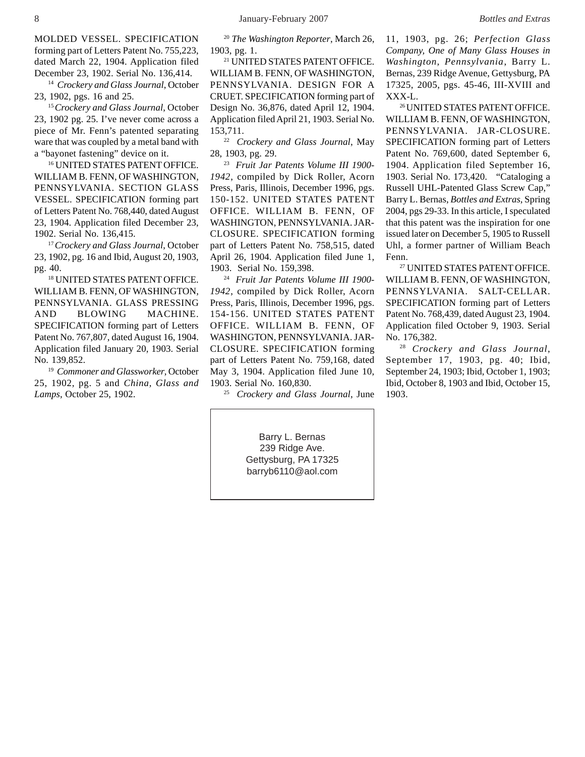MOLDED VESSEL. SPECIFICATION forming part of Letters Patent No. 755,223, dated March 22, 1904. Application filed December 23, 1902. Serial No. 136,414.

[14] *Crockery and Glass Journal*, October 23, 1902, pgs. 16 and 25.

[15] *Crockery and Glass Journal*, October 23, 1902 pg. 25. I've never come across a piece of Mr. Fenn's patented separating ware that was coupled by a metal band with a "bayonet fastening" device on it.

[16] UNITED STATES PATENT OFFICE. WILLIAM B. FENN, OF WASHINGTON, PENNSYLVANIA. SECTION GLASS VESSEL. SPECIFICATION forming part of Letters Patent No. 768,440, dated August 23, 1904. Application filed December 23, 1902. Serial No. 136,415.

[17] *Crockery and Glass Journal*, October 23, 1902, pg. 16 and Ibid, August 20, 1903, pg. 40.

[18] UNITED STATES PATENT OFFICE. WILLIAM B. FENN, OF WASHINGTON, PENNSYLVANIA. GLASS PRESSING AND BLOWING MACHINE. SPECIFICATION forming part of Letters Patent No. 767,807, dated August 16, 1904. Application filed January 20, 1903. Serial No. 139,852.

[19] *Commoner and Glassworker*, October 25, 1902, pg. 5 and *China, Glass and Lamps*, October 25, 1902.

[20] *The Washington Reporter*, March 26, 1903, pg. 1.

[21] UNITED STATES PATENT OFFICE. WILLIAM B. FENN, OF WASHINGTON, PENNSYLVANIA. DESIGN FOR A CRUET. SPECIFICATION forming part of Design No. 36,876, dated April 12, 1904. Application filed April 21, 1903. Serial No. 153,711.

[22] *Crockery and Glass Journal*, May 28, 1903, pg. 29.

[23] *Fruit Jar Patents Volume III 1900-1942*, compiled by Dick Roller, Acorn Press, Paris, Illinois, December 1996, pgs. 150-152. UNITED STATES PATENT OFFICE. WILLIAM B. FENN, OF WASHINGTON, PENNSYLVANIA. JAR-CLOSURE. SPECIFICATION forming part of Letters Patent No. 758,515, dated April 26, 1904. Application filed June 1, 1903. Serial No. 159,398.

[24] *Fruit Jar Patents Volume III 1900-1942*, compiled by Dick Roller, Acorn Press, Paris, Illinois, December 1996, pgs. 154-156. UNITED STATES PATENT OFFICE. WILLIAM B. FENN, OF WASHINGTON, PENNSYLVANIA. JAR-CLOSURE. SPECIFICATION forming part of Letters Patent No. 759,168, dated May 3, 1904. Application filed June 10, 1903. Serial No. 160,830.

[25] *Crockery and Glass Journal*, June 11, 1903, pg. 26; *Perfection Glass Company, One of Many Glass Houses in Washington, Pennsylvania*, Barry L. Bernas, 239 Ridge Avenue, Gettysburg, PA 17325, 2005, pgs. 45-46, III-XVIII and XXX-L.

[26] UNITED STATES PATENT OFFICE. WILLIAM B. FENN, OF WASHINGTON, PENNSYLVANIA. JAR-CLOSURE. SPECIFICATION forming part of Letters Patent No. 769,600, dated September 6, 1904. Application filed September 16, 1903. Serial No. 173,420. "Cataloging a Russell UHL-Patented Glass Screw Cap," Barry L. Bernas, *Bottles and Extras*, Spring 2004, pgs 29-33. In this article, I speculated that this patent was the inspiration for one issued later on December 5, 1905 to Russell Uhl, a former partner of William Beach Fenn.

[27] UNITED STATES PATENT OFFICE. WILLIAM B. FENN, OF WASHINGTON, PENNSYLVANIA. SALT-CELLAR. SPECIFICATION forming part of Letters Patent No. 768,439, dated August 23, 1904. Application filed October 9, 1903. Serial No. 176,382.

[28] *Crockery and Glass Journal*, September 17, 1903, pg. 40; Ibid, September 24, 1903; Ibid, October 1, 1903; Ibid, October 8, 1903 and Ibid, October 15, 1903.

Barry L. Bernas
239 Ridge Ave.
Gettysburg, PA 17325
barryb6110@aol.com